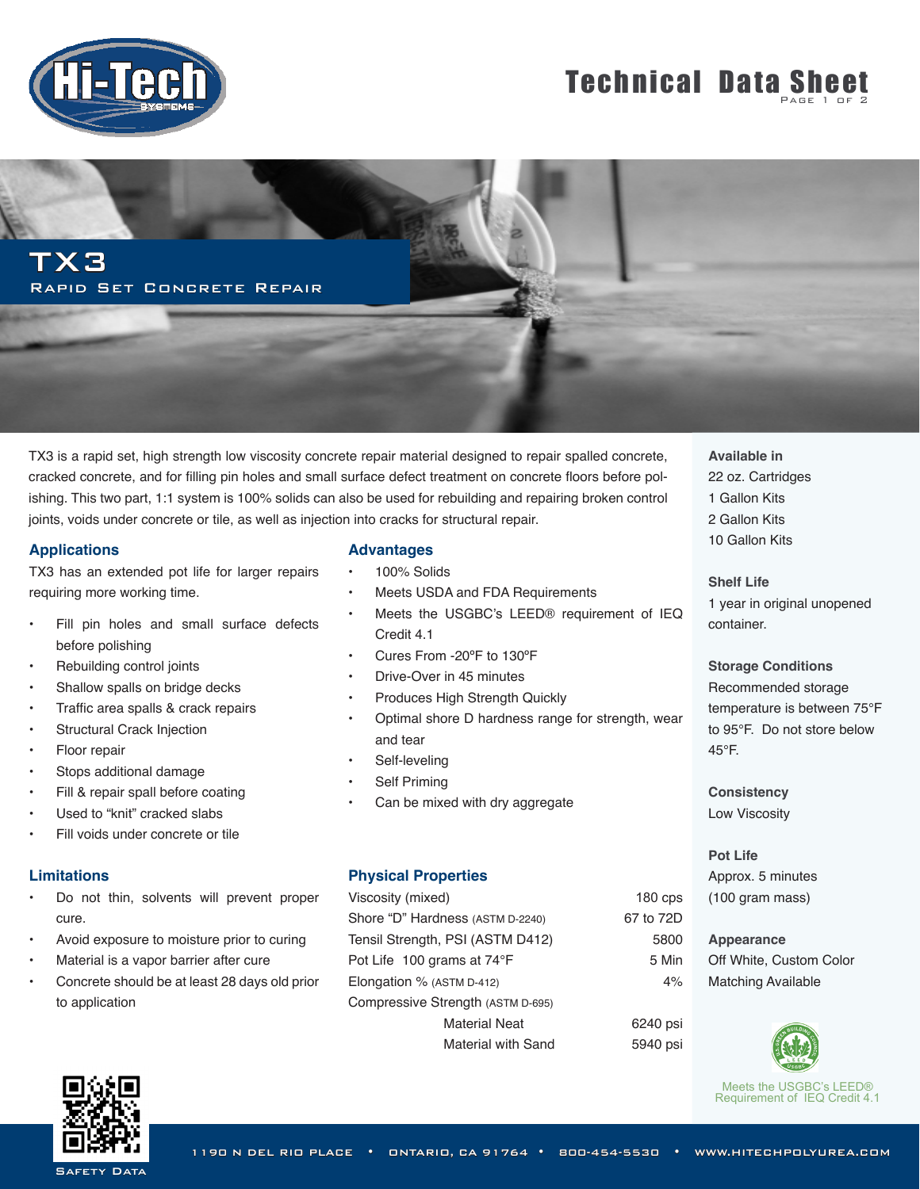# TX3

## Rapid Set Concrete Repair

TX3 is a rapid set, high strength low viscosity concrete repair material designed to repair spalled concrete, cracked concrete, and for filling pin holes and small surface defect treatment on concrete floors before polishing. This two part, 1:1 system is 100% solids can also be used for rebuilding and repairing broken control joints, voids under concrete or tile, as well as injection into cracks for structural repair.

### Applications

TX3 has an extended pot life for larger repairs requiring more working time.

- Fill pin holes and small surface defects before polishing
- Rebuilding control joints
- Shallow spalls on bridge decks
- Traffic area spalls & crack repairs
- Structural Crack Injection
- Floor repair
- Stops additional damage
- Fill & repair spall before coating
- Used to "knit" cracked slabs
- Fill voids under concrete or tile

### Advantages

- 100% Solids
- Meets USDA and FDA Requirements
- Meets the USGBC's LEED® requirement of IEQ Credit 4.1
- Cures From -20°F to 130°F
- Drive-Over in 45 minutes
- Produces High Strength Quickly
- Optimal shore D hardness range for strength, wear and tear
- Self-leveling
- Self Priming
- Can be mixed with dry aggregate

### Limitations

- Do not thin, solvents will prevent proper cure.
- Avoid exposure to moisture prior to curing
- Material is a vapor barrier after cure
- Concrete should be at least 28 days old prior to application

### Physical Properties

| Property | Value |
|---|---|
| Viscosity (mixed) | 180 cps |
| Shore "D" Hardness (ASTM D-2240) | 67 to 72D |
| Tensil Strength, PSI (ASTM D412) | 5800 |
| Pot Life 100 grams at 74°F | 5 Min |
| Elongation % (ASTM D-412) | 4% |
| Compressive Strength (ASTM D-695) | |
| Material Neat | 6240 psi |
| Material with Sand | 5940 psi |

**Available in**
22 oz. Cartridges
1 Gallon Kits
2 Gallon Kits
10 Gallon Kits

**Shelf Life**
1 year in original unopened container.

**Storage Conditions**
Recommended storage temperature is between 75°F to 95°F. Do not store below 45°F.

**Consistency**
Low Viscosity

**Pot Life**
Approx. 5 minutes (100 gram mass)

**Appearance**
Off White, Custom Color Matching Available

Meets the USGBC's LEED® Requirement of IEQ Credit 4.1

Safety Data

1190 N Del Rio Place • Ontario, CA 91764 • 800-454-5530 • www.hitechpolyurea.com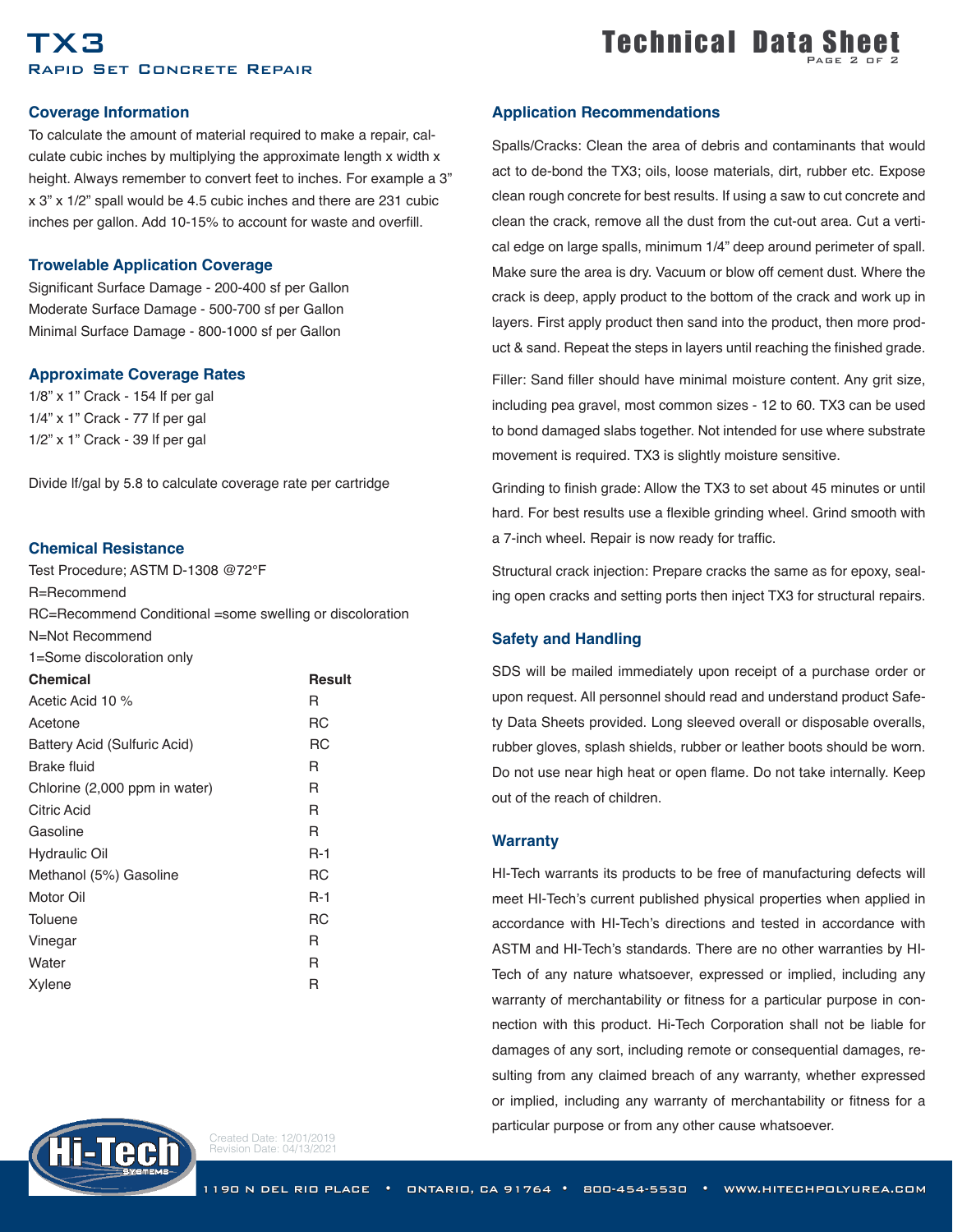## Coverage Information

To calculate the amount of material required to make a repair, calculate cubic inches by multiplying the approximate length x width x height. Always remember to convert feet to inches. For example a 3" x 3" x 1/2" spall would be 4.5 cubic inches and there are 231 cubic inches per gallon. Add 10-15% to account for waste and overfill.

## Trowelable Application Coverage

Significant Surface Damage - 200-400 sf per Gallon
Moderate Surface Damage - 500-700 sf per Gallon
Minimal Surface Damage - 800-1000 sf per Gallon

## Approximate Coverage Rates

1/8" x 1" Crack - 154 lf per gal
1/4" x 1" Crack - 77 lf per gal
1/2" x 1" Crack - 39 lf per gal

Divide lf/gal by 5.8 to calculate coverage rate per cartridge

## Chemical Resistance

Test Procedure; ASTM D-1308 @72°F
R=Recommend
RC=Recommend Conditional =some swelling or discoloration
N=Not Recommend
1=Some discoloration only

| Chemical | Result |
|---|---|
| Acetic Acid 10 % | R |
| Acetone | RC |
| Battery Acid (Sulfuric Acid) | RC |
| Brake fluid | R |
| Chlorine (2,000 ppm in water) | R |
| Citric Acid | R |
| Gasoline | R |
| Hydraulic Oil | R-1 |
| Methanol (5%) Gasoline | RC |
| Motor Oil | R-1 |
| Toluene | RC |
| Vinegar | R |
| Water | R |
| Xylene | R |

## Application Recommendations

Spalls/Cracks: Clean the area of debris and contaminants that would act to de-bond the TX3; oils, loose materials, dirt, rubber etc. Expose clean rough concrete for best results. If using a saw to cut concrete and clean the crack, remove all the dust from the cut-out area. Cut a vertical edge on large spalls, minimum 1/4" deep around perimeter of spall. Make sure the area is dry. Vacuum or blow off cement dust. Where the crack is deep, apply product to the bottom of the crack and work up in layers. First apply product then sand into the product, then more product & sand. Repeat the steps in layers until reaching the finished grade.

Filler: Sand filler should have minimal moisture content. Any grit size, including pea gravel, most common sizes - 12 to 60. TX3 can be used to bond damaged slabs together. Not intended for use where substrate movement is required. TX3 is slightly moisture sensitive.

Grinding to finish grade: Allow the TX3 to set about 45 minutes or until hard. For best results use a flexible grinding wheel. Grind smooth with a 7-inch wheel. Repair is now ready for traffic.

Structural crack injection: Prepare cracks the same as for epoxy, sealing open cracks and setting ports then inject TX3 for structural repairs.

## Safety and Handling

SDS will be mailed immediately upon receipt of a purchase order or upon request. All personnel should read and understand product Safety Data Sheets provided. Long sleeved overall or disposable overalls, rubber gloves, splash shields, rubber or leather boots should be worn. Do not use near high heat or open flame. Do not take internally. Keep out of the reach of children.

## Warranty

HI-Tech warrants its products to be free of manufacturing defects will meet HI-Tech's current published physical properties when applied in accordance with HI-Tech's directions and tested in accordance with ASTM and HI-Tech's standards. There are no other warranties by HI-Tech of any nature whatsoever, expressed or implied, including any warranty of merchantability or fitness for a particular purpose in connection with this product. Hi-Tech Corporation shall not be liable for damages of any sort, including remote or consequential damages, resulting from any claimed breach of any warranty, whether expressed or implied, including any warranty of merchantability or fitness for a particular purpose or from any other cause whatsoever.

Created Date: 12/01/2019
Revision Date: 04/13/2021

1190 N DEL RIO PLACE • ONTARIO, CA 91764 • 800-454-5530 • WWW.HITECHPOLYUREA.COM